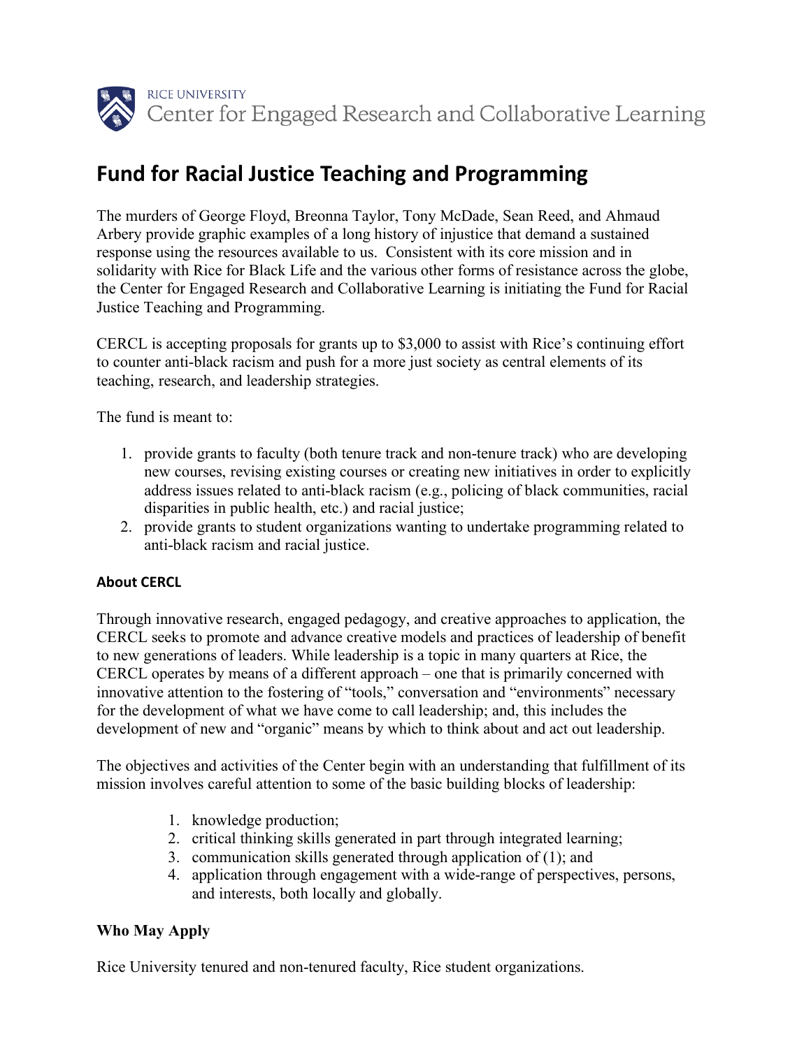RICE UNIVERSITY
Center for Engaged Research and Collaborative Learning

# Fund for Racial Justice Teaching and Programming

The murders of George Floyd, Breonna Taylor, Tony McDade, Sean Reed, and Ahmaud Arbery provide graphic examples of a long history of injustice that demand a sustained response using the resources available to us. Consistent with its core mission and in solidarity with Rice for Black Life and the various other forms of resistance across the globe, the Center for Engaged Research and Collaborative Learning is initiating the Fund for Racial Justice Teaching and Programming.

CERCL is accepting proposals for grants up to $3,000 to assist with Rice's continuing effort to counter anti-black racism and push for a more just society as central elements of its teaching, research, and leadership strategies.

The fund is meant to:

1. provide grants to faculty (both tenure track and non-tenure track) who are developing new courses, revising existing courses or creating new initiatives in order to explicitly address issues related to anti-black racism (e.g., policing of black communities, racial disparities in public health, etc.) and racial justice;
2. provide grants to student organizations wanting to undertake programming related to anti-black racism and racial justice.

### About CERCL

Through innovative research, engaged pedagogy, and creative approaches to application, the CERCL seeks to promote and advance creative models and practices of leadership of benefit to new generations of leaders. While leadership is a topic in many quarters at Rice, the CERCL operates by means of a different approach – one that is primarily concerned with innovative attention to the fostering of "tools," conversation and "environments" necessary for the development of what we have come to call leadership; and, this includes the development of new and "organic" means by which to think about and act out leadership.

The objectives and activities of the Center begin with an understanding that fulfillment of its mission involves careful attention to some of the basic building blocks of leadership:

1. knowledge production;
2. critical thinking skills generated in part through integrated learning;
3. communication skills generated through application of (1); and
4. application through engagement with a wide-range of perspectives, persons, and interests, both locally and globally.

### Who May Apply

Rice University tenured and non-tenured faculty, Rice student organizations.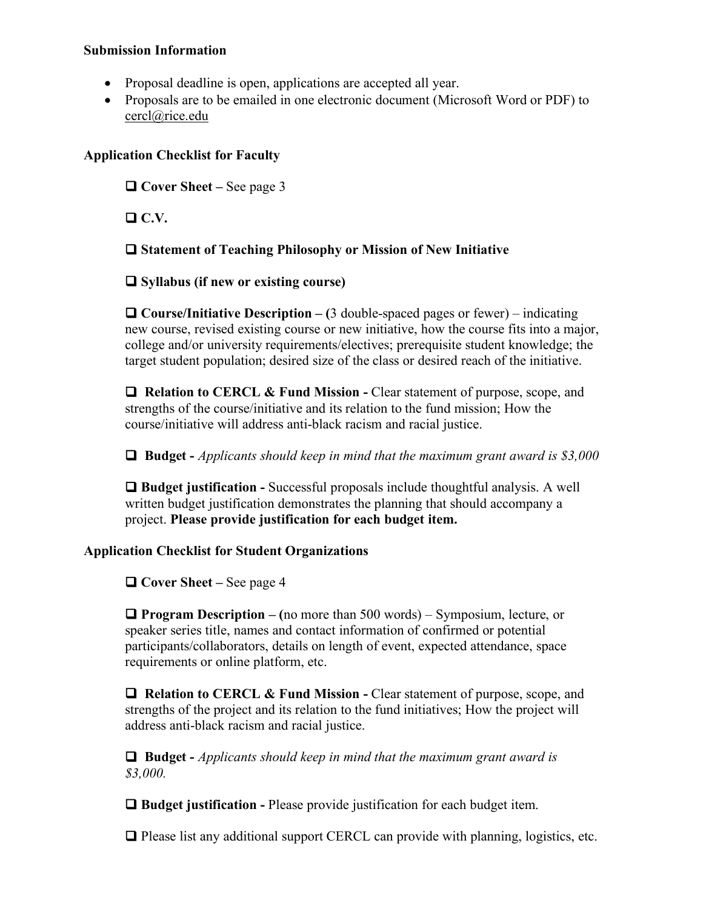**Submission Information**

- Proposal deadline is open, applications are accepted all year.
- Proposals are to be emailed in one electronic document (Microsoft Word or PDF) to cercl@rice.edu

**Application Checklist for Faculty**

❑ **Cover Sheet –** See page 3

❑ **C.V.**

❑ **Statement of Teaching Philosophy or Mission of New Initiative**

❑ **Syllabus (if new or existing course)**

❑ **Course/Initiative Description – (**3 double-spaced pages or fewer) – indicating new course, revised existing course or new initiative, how the course fits into a major, college and/or university requirements/electives; prerequisite student knowledge; the target student population; desired size of the class or desired reach of the initiative.

❑ **Relation to CERCL & Fund Mission -** Clear statement of purpose, scope, and strengths of the course/initiative and its relation to the fund mission; How the course/initiative will address anti-black racism and racial justice.

❑ **Budget -** *Applicants should keep in mind that the maximum grant award is $3,000*

❑ **Budget justification -** Successful proposals include thoughtful analysis. A well written budget justification demonstrates the planning that should accompany a project. **Please provide justification for each budget item.**

**Application Checklist for Student Organizations**

❑ **Cover Sheet –** See page 4

❑ **Program Description – (**no more than 500 words) – Symposium, lecture, or speaker series title, names and contact information of confirmed or potential participants/collaborators, details on length of event, expected attendance, space requirements or online platform, etc.

❑ **Relation to CERCL & Fund Mission -** Clear statement of purpose, scope, and strengths of the project and its relation to the fund initiatives; How the project will address anti-black racism and racial justice.

❑ **Budget -** *Applicants should keep in mind that the maximum grant award is $3,000.*

❑ **Budget justification -** Please provide justification for each budget item.

❑ Please list any additional support CERCL can provide with planning, logistics, etc.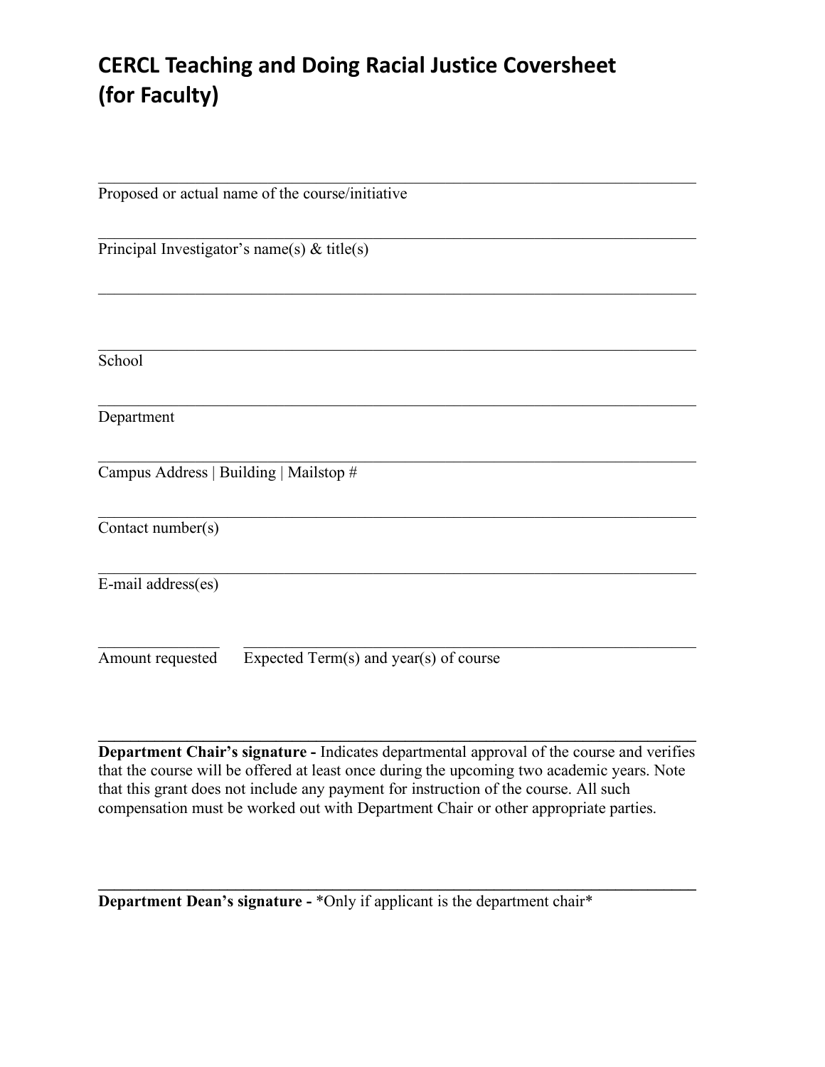# CERCL Teaching and Doing Racial Justice Coversheet (for Faculty)

\_\_\_\_\_\_\_\_\_\_\_\_\_\_\_\_\_\_\_\_\_\_\_\_\_\_\_\_\_\_\_\_\_\_\_\_\_\_\_\_\_\_\_\_\_\_\_\_\_\_\_\_\_\_\_\_\_\_\_\_

Proposed or actual name of the course/initiative

\_\_\_\_\_\_\_\_\_\_\_\_\_\_\_\_\_\_\_\_\_\_\_\_\_\_\_\_\_\_\_\_\_\_\_\_\_\_\_\_\_\_\_\_\_\_\_\_\_\_\_\_\_\_\_\_\_\_\_\_

Principal Investigator's name(s) & title(s)

\_\_\_\_\_\_\_\_\_\_\_\_\_\_\_\_\_\_\_\_\_\_\_\_\_\_\_\_\_\_\_\_\_\_\_\_\_\_\_\_\_\_\_\_\_\_\_\_\_\_\_\_\_\_\_\_\_\_\_\_

\_\_\_\_\_\_\_\_\_\_\_\_\_\_\_\_\_\_\_\_\_\_\_\_\_\_\_\_\_\_\_\_\_\_\_\_\_\_\_\_\_\_\_\_\_\_\_\_\_\_\_\_\_\_\_\_\_\_\_\_

School

\_\_\_\_\_\_\_\_\_\_\_\_\_\_\_\_\_\_\_\_\_\_\_\_\_\_\_\_\_\_\_\_\_\_\_\_\_\_\_\_\_\_\_\_\_\_\_\_\_\_\_\_\_\_\_\_\_\_\_\_

Department

\_\_\_\_\_\_\_\_\_\_\_\_\_\_\_\_\_\_\_\_\_\_\_\_\_\_\_\_\_\_\_\_\_\_\_\_\_\_\_\_\_\_\_\_\_\_\_\_\_\_\_\_\_\_\_\_\_\_\_\_

Campus Address | Building | Mailstop #

\_\_\_\_\_\_\_\_\_\_\_\_\_\_\_\_\_\_\_\_\_\_\_\_\_\_\_\_\_\_\_\_\_\_\_\_\_\_\_\_\_\_\_\_\_\_\_\_\_\_\_\_\_\_\_\_\_\_\_\_

Contact number(s)

\_\_\_\_\_\_\_\_\_\_\_\_\_\_\_\_\_\_\_\_\_\_\_\_\_\_\_\_\_\_\_\_\_\_\_\_\_\_\_\_\_\_\_\_\_\_\_\_\_\_\_\_\_\_\_\_\_\_\_\_

E-mail address(es)

\_\_\_\_\_\_\_\_\_\_\_\_ \_\_\_\_\_\_\_\_\_\_\_\_\_\_\_\_\_\_\_\_\_\_\_\_\_\_\_\_\_\_\_\_\_\_\_\_\_\_\_\_\_\_\_\_\_\_\_

Amount requested     Expected Term(s) and year(s) of course

\_\_\_\_\_\_\_\_\_\_\_\_\_\_\_\_\_\_\_\_\_\_\_\_\_\_\_\_\_\_\_\_\_\_\_\_\_\_\_\_\_\_\_\_\_\_\_\_\_\_\_\_\_\_\_\_\_\_\_\_

**Department Chair's signature -** Indicates departmental approval of the course and verifies that the course will be offered at least once during the upcoming two academic years. Note that this grant does not include any payment for instruction of the course. All such compensation must be worked out with Department Chair or other appropriate parties.

\_\_\_\_\_\_\_\_\_\_\_\_\_\_\_\_\_\_\_\_\_\_\_\_\_\_\_\_\_\_\_\_\_\_\_\_\_\_\_\_\_\_\_\_\_\_\_\_\_\_\_\_\_\_\_\_\_\_\_\_

**Department Dean's signature -** *Only if applicant is the department chair*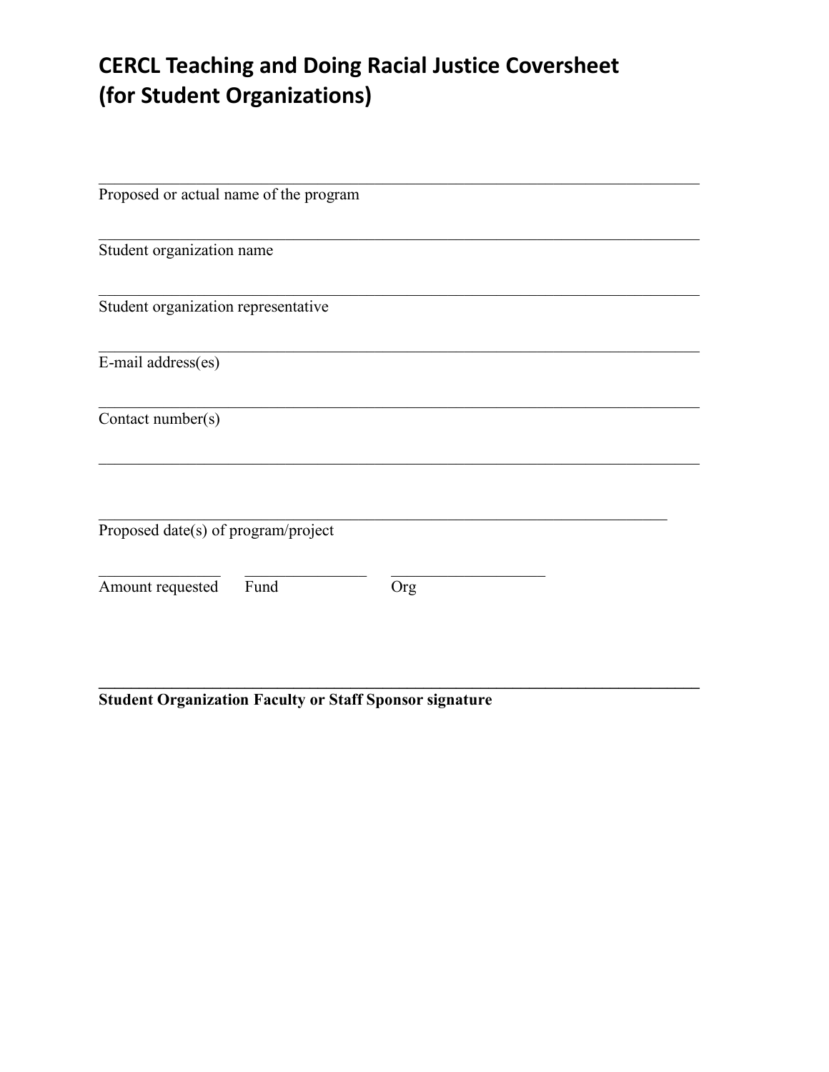# CERCL Teaching and Doing Racial Justice Coversheet (for Student Organizations)

\_\_\_\_\_\_\_\_\_\_\_\_\_\_\_\_\_\_\_\_\_\_\_\_\_\_\_\_\_\_\_\_\_\_\_\_\_\_\_\_\_\_\_\_\_\_\_\_\_\_\_\_\_\_\_\_\_\_\_\_\_\_\_\_\_\_\_\_\_\_

Proposed or actual name of the program

\_\_\_\_\_\_\_\_\_\_\_\_\_\_\_\_\_\_\_\_\_\_\_\_\_\_\_\_\_\_\_\_\_\_\_\_\_\_\_\_\_\_\_\_\_\_\_\_\_\_\_\_\_\_\_\_\_\_\_\_\_\_\_\_\_\_\_\_\_\_

Student organization name

\_\_\_\_\_\_\_\_\_\_\_\_\_\_\_\_\_\_\_\_\_\_\_\_\_\_\_\_\_\_\_\_\_\_\_\_\_\_\_\_\_\_\_\_\_\_\_\_\_\_\_\_\_\_\_\_\_\_\_\_\_\_\_\_\_\_\_\_\_\_

Student organization representative

\_\_\_\_\_\_\_\_\_\_\_\_\_\_\_\_\_\_\_\_\_\_\_\_\_\_\_\_\_\_\_\_\_\_\_\_\_\_\_\_\_\_\_\_\_\_\_\_\_\_\_\_\_\_\_\_\_\_\_\_\_\_\_\_\_\_\_\_\_\_

E-mail address(es)

\_\_\_\_\_\_\_\_\_\_\_\_\_\_\_\_\_\_\_\_\_\_\_\_\_\_\_\_\_\_\_\_\_\_\_\_\_\_\_\_\_\_\_\_\_\_\_\_\_\_\_\_\_\_\_\_\_\_\_\_\_\_\_\_\_\_\_\_\_\_

Contact number(s)

\_\_\_\_\_\_\_\_\_\_\_\_\_\_\_\_\_\_\_\_\_\_\_\_\_\_\_\_\_\_\_\_\_\_\_\_\_\_\_\_\_\_\_\_\_\_\_\_\_\_\_\_\_\_\_\_\_\_\_\_\_\_\_\_\_\_\_\_\_\_

\_\_\_\_\_\_\_\_\_\_\_\_\_\_\_\_\_\_\_\_\_\_\_\_\_\_\_\_\_\_\_\_\_\_\_\_\_\_\_\_\_\_\_\_\_\_\_\_\_\_\_\_\_\_\_\_\_\_\_\_\_\_\_\_\_\_\_\_

Proposed date(s) of program/project

\_\_\_\_\_\_\_\_\_\_\_\_\_\_\_ \_\_\_\_\_\_\_\_\_\_\_\_\_\_\_ \_\_\_\_\_\_\_\_\_\_\_\_\_\_\_\_\_\_\_

Amount requested    Fund    Org

\_\_\_\_\_\_\_\_\_\_\_\_\_\_\_\_\_\_\_\_\_\_\_\_\_\_\_\_\_\_\_\_\_\_\_\_\_\_\_\_\_\_\_\_\_\_\_\_\_\_\_\_\_\_\_\_\_\_\_\_\_\_\_\_\_\_\_\_\_\_

**Student Organization Faculty or Staff Sponsor signature**